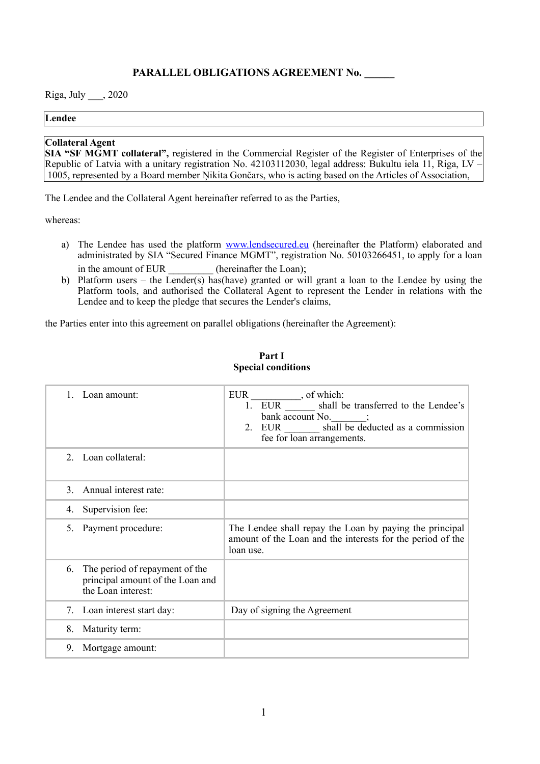# PARALLEL OBLIGATIONS AGREEMENT No. ______

Riga, July ___, 2020

| **Lendee** |
|---|

| **Collateral Agent** |
|---|
| **SIA "SF MGMT collateral",** registered in the Commercial Register of the Register of Enterprises of the Republic of Latvia with a unitary registration No. 42103112030, legal address: Bukultu iela 11, Riga, LV – 1005, represented by a Board member Ņikita Gončars, who is acting based on the Articles of Association, |

The Lendee and the Collateral Agent hereinafter referred to as the Parties,

whereas:

a) The Lendee has used the platform www.lendsecured.eu (hereinafter the Platform) elaborated and administrated by SIA "Secured Finance MGMT", registration No. 50103266451, to apply for a loan in the amount of EUR _________ (hereinafter the Loan);
b) Platform users – the Lender(s) has(have) granted or will grant a loan to the Lendee by using the Platform tools, and authorised the Collateral Agent to represent the Lender in relations with the Lendee and to keep the pledge that secures the Lender's claims,

the Parties enter into this agreement on parallel obligations (hereinafter the Agreement):

## Part I
## Special conditions

| | |
|---|---|
| 1. Loan amount: | EUR __________, of which:<br>1. EUR ______ shall be transferred to the Lendee's bank account No._______;<br>2. EUR _______ shall be deducted as a commission fee for loan arrangements. |
| 2. Loan collateral: | |
| 3. Annual interest rate: | |
| 4. Supervision fee: | |
| 5. Payment procedure: | The Lendee shall repay the Loan by paying the principal amount of the Loan and the interests for the period of the loan use. |
| 6. The period of repayment of the principal amount of the Loan and the Loan interest: | |
| 7. Loan interest start day: | Day of signing the Agreement |
| 8. Maturity term: | |
| 9. Mortgage amount: | |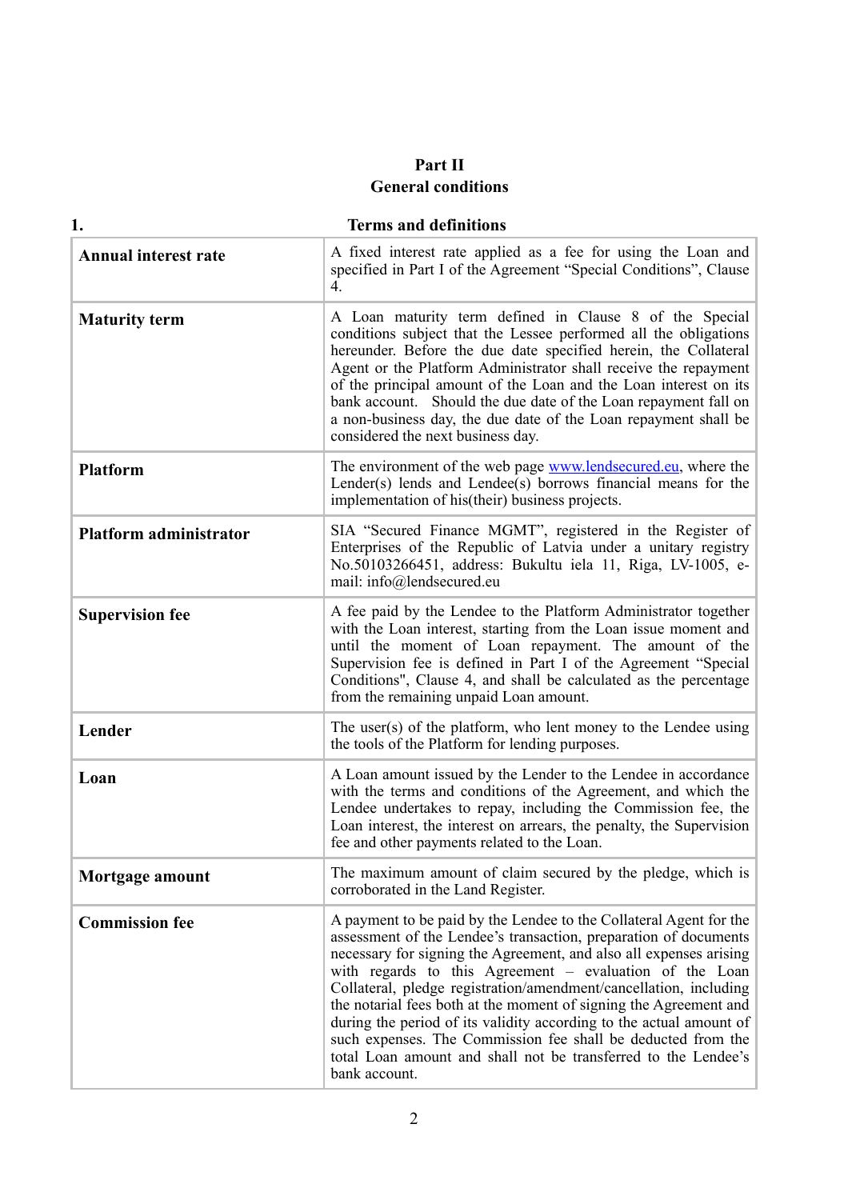# Part II
# General conditions

## 1. Terms and definitions

| | |
|---|---|
| **Annual interest rate** | A fixed interest rate applied as a fee for using the Loan and specified in Part I of the Agreement "Special Conditions", Clause 4. |
| **Maturity term** | A Loan maturity term defined in Clause 8 of the Special conditions subject that the Lessee performed all the obligations hereunder. Before the due date specified herein, the Collateral Agent or the Platform Administrator shall receive the repayment of the principal amount of the Loan and the Loan interest on its bank account. Should the due date of the Loan repayment fall on a non-business day, the due date of the Loan repayment shall be considered the next business day. |
| **Platform** | The environment of the web page www.lendsecured.eu, where the Lender(s) lends and Lendee(s) borrows financial means for the implementation of his(their) business projects. |
| **Platform administrator** | SIA "Secured Finance MGMT", registered in the Register of Enterprises of the Republic of Latvia under a unitary registry No.50103266451, address: Bukultu iela 11, Riga, LV-1005, e-mail: info@lendsecured.eu |
| **Supervision fee** | A fee paid by the Lendee to the Platform Administrator together with the Loan interest, starting from the Loan issue moment and until the moment of Loan repayment. The amount of the Supervision fee is defined in Part I of the Agreement "Special Conditions", Clause 4, and shall be calculated as the percentage from the remaining unpaid Loan amount. |
| **Lender** | The user(s) of the platform, who lent money to the Lendee using the tools of the Platform for lending purposes. |
| **Loan** | A Loan amount issued by the Lender to the Lendee in accordance with the terms and conditions of the Agreement, and which the Lendee undertakes to repay, including the Commission fee, the Loan interest, the interest on arrears, the penalty, the Supervision fee and other payments related to the Loan. |
| **Mortgage amount** | The maximum amount of claim secured by the pledge, which is corroborated in the Land Register. |
| **Commission fee** | A payment to be paid by the Lendee to the Collateral Agent for the assessment of the Lendee's transaction, preparation of documents necessary for signing the Agreement, and also all expenses arising with regards to this Agreement – evaluation of the Loan Collateral, pledge registration/amendment/cancellation, including the notarial fees both at the moment of signing the Agreement and during the period of its validity according to the actual amount of such expenses. The Commission fee shall be deducted from the total Loan amount and shall not be transferred to the Lendee's bank account. |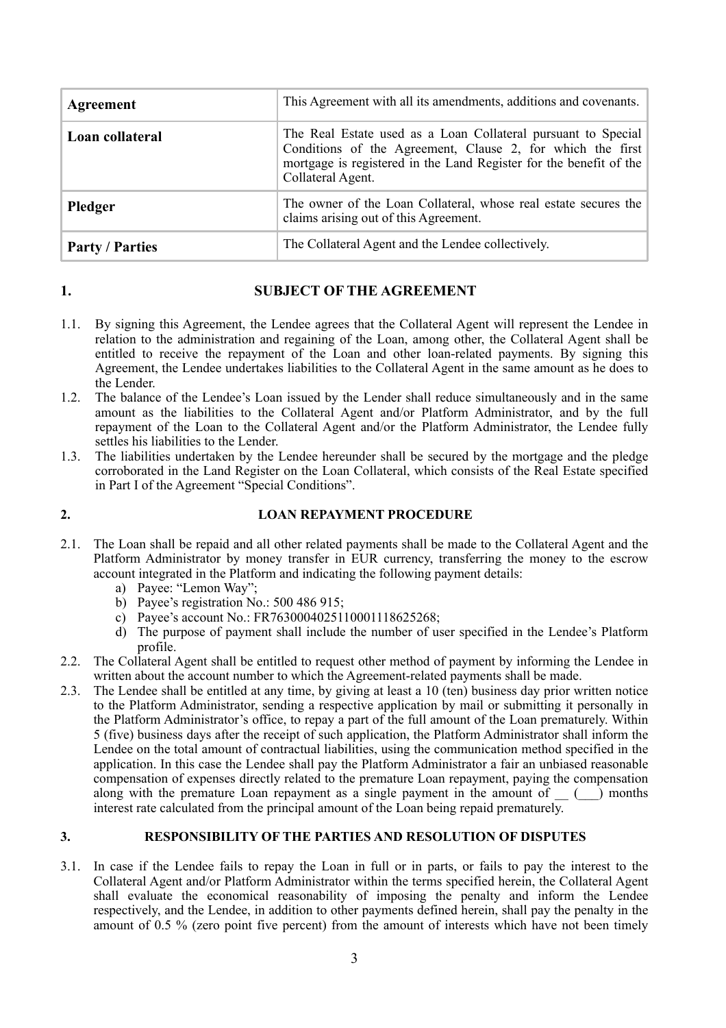| Agreement | This Agreement with all its amendments, additions and covenants. |
| --- | --- |
| **Loan collateral** | The Real Estate used as a Loan Collateral pursuant to Special Conditions of the Agreement, Clause 2, for which the first mortgage is registered in the Land Register for the benefit of the Collateral Agent. |
| **Pledger** | The owner of the Loan Collateral, whose real estate secures the claims arising out of this Agreement. |
| **Party / Parties** | The Collateral Agent and the Lendee collectively. |

## 1. SUBJECT OF THE AGREEMENT

1.1. By signing this Agreement, the Lendee agrees that the Collateral Agent will represent the Lendee in relation to the administration and regaining of the Loan, among other, the Collateral Agent shall be entitled to receive the repayment of the Loan and other loan-related payments. By signing this Agreement, the Lendee undertakes liabilities to the Collateral Agent in the same amount as he does to the Lender.

1.2. The balance of the Lendee's Loan issued by the Lender shall reduce simultaneously and in the same amount as the liabilities to the Collateral Agent and/or Platform Administrator, and by the full repayment of the Loan to the Collateral Agent and/or the Platform Administrator, the Lendee fully settles his liabilities to the Lender.

1.3. The liabilities undertaken by the Lendee hereunder shall be secured by the mortgage and the pledge corroborated in the Land Register on the Loan Collateral, which consists of the Real Estate specified in Part I of the Agreement "Special Conditions".

## 2. LOAN REPAYMENT PROCEDURE

2.1. The Loan shall be repaid and all other related payments shall be made to the Collateral Agent and the Platform Administrator by money transfer in EUR currency, transferring the money to the escrow account integrated in the Platform and indicating the following payment details:
   a) Payee: "Lemon Way";
   b) Payee's registration No.: 500 486 915;
   c) Payee's account No.: FR7630004025110001118625268;
   d) The purpose of payment shall include the number of user specified in the Lendee's Platform profile.

2.2. The Collateral Agent shall be entitled to request other method of payment by informing the Lendee in written about the account number to which the Agreement-related payments shall be made.

2.3. The Lendee shall be entitled at any time, by giving at least a 10 (ten) business day prior written notice to the Platform Administrator, sending a respective application by mail or submitting it personally in the Platform Administrator's office, to repay a part of the full amount of the Loan prematurely. Within 5 (five) business days after the receipt of such application, the Platform Administrator shall inform the Lendee on the total amount of contractual liabilities, using the communication method specified in the application. In this case the Lendee shall pay the Platform Administrator a fair an unbiased reasonable compensation of expenses directly related to the premature Loan repayment, paying the compensation along with the premature Loan repayment as a single payment in the amount of __ (___) months interest rate calculated from the principal amount of the Loan being repaid prematurely.

## 3. RESPONSIBILITY OF THE PARTIES AND RESOLUTION OF DISPUTES

3.1. In case if the Lendee fails to repay the Loan in full or in parts, or fails to pay the interest to the Collateral Agent and/or Platform Administrator within the terms specified herein, the Collateral Agent shall evaluate the economical reasonability of imposing the penalty and inform the Lendee respectively, and the Lendee, in addition to other payments defined herein, shall pay the penalty in the amount of 0.5 % (zero point five percent) from the amount of interests which have not been timely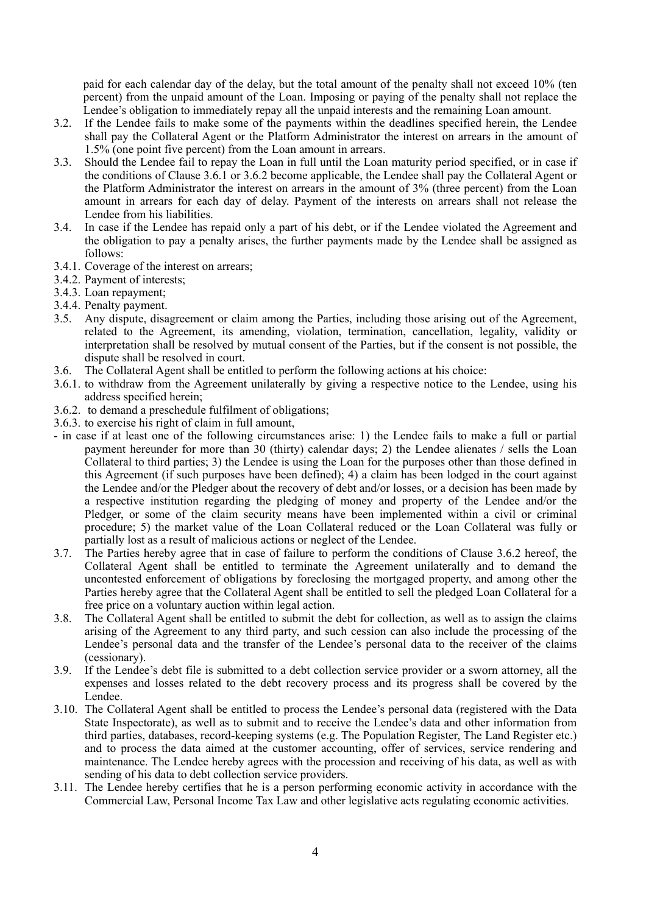paid for each calendar day of the delay, but the total amount of the penalty shall not exceed 10% (ten percent) from the unpaid amount of the Loan. Imposing or paying of the penalty shall not replace the Lendee's obligation to immediately repay all the unpaid interests and the remaining Loan amount.

3.2. If the Lendee fails to make some of the payments within the deadlines specified herein, the Lendee shall pay the Collateral Agent or the Platform Administrator the interest on arrears in the amount of 1.5% (one point five percent) from the Loan amount in arrears.

3.3. Should the Lendee fail to repay the Loan in full until the Loan maturity period specified, or in case if the conditions of Clause 3.6.1 or 3.6.2 become applicable, the Lendee shall pay the Collateral Agent or the Platform Administrator the interest on arrears in the amount of 3% (three percent) from the Loan amount in arrears for each day of delay. Payment of the interests on arrears shall not release the Lendee from his liabilities.

3.4. In case if the Lendee has repaid only a part of his debt, or if the Lendee violated the Agreement and the obligation to pay a penalty arises, the further payments made by the Lendee shall be assigned as follows:

3.4.1. Coverage of the interest on arrears;

3.4.2. Payment of interests;

3.4.3. Loan repayment;

3.4.4. Penalty payment.

3.5. Any dispute, disagreement or claim among the Parties, including those arising out of the Agreement, related to the Agreement, its amending, violation, termination, cancellation, legality, validity or interpretation shall be resolved by mutual consent of the Parties, but if the consent is not possible, the dispute shall be resolved in court.

3.6. The Collateral Agent shall be entitled to perform the following actions at his choice:

3.6.1. to withdraw from the Agreement unilaterally by giving a respective notice to the Lendee, using his address specified herein;

3.6.2. to demand a preschedule fulfilment of obligations;

3.6.3. to exercise his right of claim in full amount,

- in case if at least one of the following circumstances arise: 1) the Lendee fails to make a full or partial payment hereunder for more than 30 (thirty) calendar days; 2) the Lendee alienates / sells the Loan Collateral to third parties; 3) the Lendee is using the Loan for the purposes other than those defined in this Agreement (if such purposes have been defined); 4) a claim has been lodged in the court against the Lendee and/or the Pledger about the recovery of debt and/or losses, or a decision has been made by a respective institution regarding the pledging of money and property of the Lendee and/or the Pledger, or some of the claim security means have been implemented within a civil or criminal procedure; 5) the market value of the Loan Collateral reduced or the Loan Collateral was fully or partially lost as a result of malicious actions or neglect of the Lendee.

3.7. The Parties hereby agree that in case of failure to perform the conditions of Clause 3.6.2 hereof, the Collateral Agent shall be entitled to terminate the Agreement unilaterally and to demand the uncontested enforcement of obligations by foreclosing the mortgaged property, and among other the Parties hereby agree that the Collateral Agent shall be entitled to sell the pledged Loan Collateral for a free price on a voluntary auction within legal action.

3.8. The Collateral Agent shall be entitled to submit the debt for collection, as well as to assign the claims arising of the Agreement to any third party, and such cession can also include the processing of the Lendee's personal data and the transfer of the Lendee's personal data to the receiver of the claims (cessionary).

3.9. If the Lendee's debt file is submitted to a debt collection service provider or a sworn attorney, all the expenses and losses related to the debt recovery process and its progress shall be covered by the Lendee.

3.10. The Collateral Agent shall be entitled to process the Lendee's personal data (registered with the Data State Inspectorate), as well as to submit and to receive the Lendee's data and other information from third parties, databases, record-keeping systems (e.g. The Population Register, The Land Register etc.) and to process the data aimed at the customer accounting, offer of services, service rendering and maintenance. The Lendee hereby agrees with the procession and receiving of his data, as well as with sending of his data to debt collection service providers.

3.11. The Lendee hereby certifies that he is a person performing economic activity in accordance with the Commercial Law, Personal Income Tax Law and other legislative acts regulating economic activities.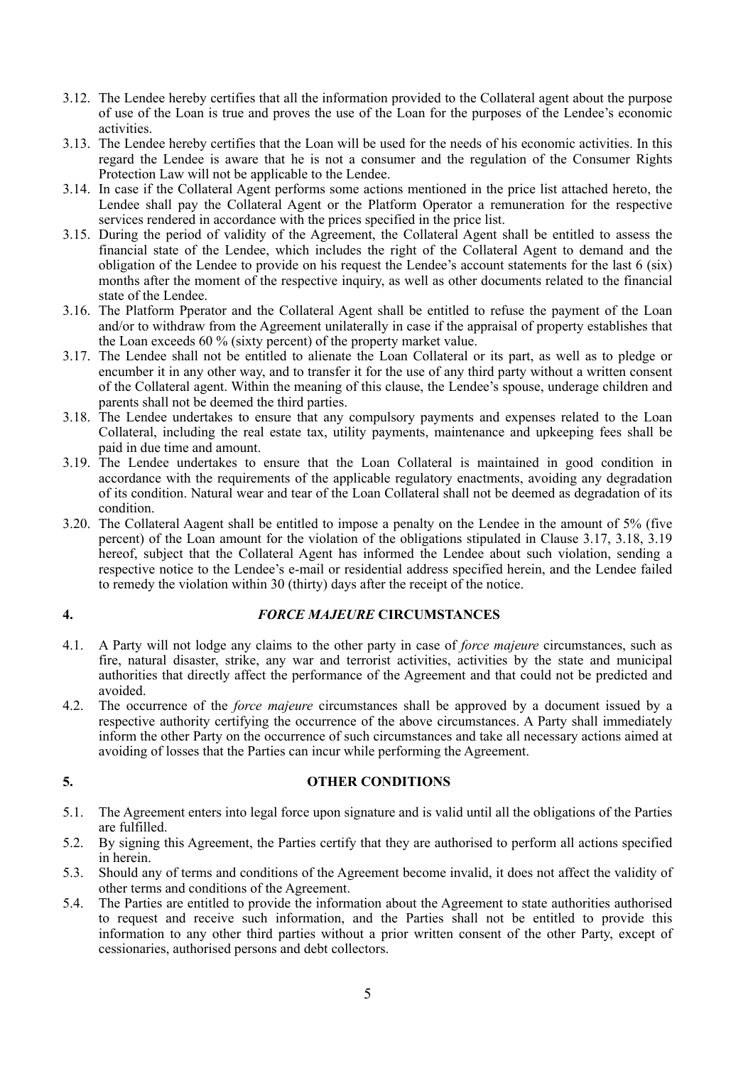3.12. The Lendee hereby certifies that all the information provided to the Collateral agent about the purpose of use of the Loan is true and proves the use of the Loan for the purposes of the Lendee's economic activities.

3.13. The Lendee hereby certifies that the Loan will be used for the needs of his economic activities. In this regard the Lendee is aware that he is not a consumer and the regulation of the Consumer Rights Protection Law will not be applicable to the Lendee.

3.14. In case if the Collateral Agent performs some actions mentioned in the price list attached hereto, the Lendee shall pay the Collateral Agent or the Platform Operator a remuneration for the respective services rendered in accordance with the prices specified in the price list.

3.15. During the period of validity of the Agreement, the Collateral Agent shall be entitled to assess the financial state of the Lendee, which includes the right of the Collateral Agent to demand and the obligation of the Lendee to provide on his request the Lendee's account statements for the last 6 (six) months after the moment of the respective inquiry, as well as other documents related to the financial state of the Lendee.

3.16. The Platform Pperator and the Collateral Agent shall be entitled to refuse the payment of the Loan and/or to withdraw from the Agreement unilaterally in case if the appraisal of property establishes that the Loan exceeds 60 % (sixty percent) of the property market value.

3.17. The Lendee shall not be entitled to alienate the Loan Collateral or its part, as well as to pledge or encumber it in any other way, and to transfer it for the use of any third party without a written consent of the Collateral agent. Within the meaning of this clause, the Lendee's spouse, underage children and parents shall not be deemed the third parties.

3.18. The Lendee undertakes to ensure that any compulsory payments and expenses related to the Loan Collateral, including the real estate tax, utility payments, maintenance and upkeeping fees shall be paid in due time and amount.

3.19. The Lendee undertakes to ensure that the Loan Collateral is maintained in good condition in accordance with the requirements of the applicable regulatory enactments, avoiding any degradation of its condition. Natural wear and tear of the Loan Collateral shall not be deemed as degradation of its condition.

3.20. The Collateral Aagent shall be entitled to impose a penalty on the Lendee in the amount of 5% (five percent) of the Loan amount for the violation of the obligations stipulated in Clause 3.17, 3.18, 3.19 hereof, subject that the Collateral Agent has informed the Lendee about such violation, sending a respective notice to the Lendee's e-mail or residential address specified herein, and the Lendee failed to remedy the violation within 30 (thirty) days after the receipt of the notice.

## 4. *FORCE MAJEURE* CIRCUMSTANCES

4.1. A Party will not lodge any claims to the other party in case of *force majeure* circumstances, such as fire, natural disaster, strike, any war and terrorist activities, activities by the state and municipal authorities that directly affect the performance of the Agreement and that could not be predicted and avoided.

4.2. The occurrence of the *force majeure* circumstances shall be approved by a document issued by a respective authority certifying the occurrence of the above circumstances. A Party shall immediately inform the other Party on the occurrence of such circumstances and take all necessary actions aimed at avoiding of losses that the Parties can incur while performing the Agreement.

## 5. OTHER CONDITIONS

5.1. The Agreement enters into legal force upon signature and is valid until all the obligations of the Parties are fulfilled.

5.2. By signing this Agreement, the Parties certify that they are authorised to perform all actions specified in herein.

5.3. Should any of terms and conditions of the Agreement become invalid, it does not affect the validity of other terms and conditions of the Agreement.

5.4. The Parties are entitled to provide the information about the Agreement to state authorities authorised to request and receive such information, and the Parties shall not be entitled to provide this information to any other third parties without a prior written consent of the other Party, except of cessionaries, authorised persons and debt collectors.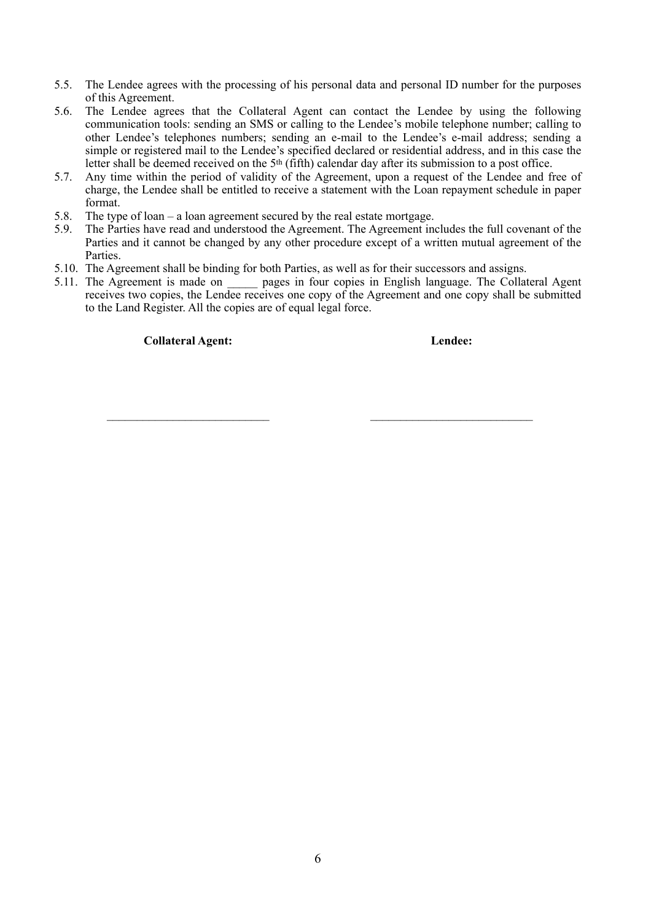5.5. The Lendee agrees with the processing of his personal data and personal ID number for the purposes of this Agreement.

5.6. The Lendee agrees that the Collateral Agent can contact the Lendee by using the following communication tools: sending an SMS or calling to the Lendee's mobile telephone number; calling to other Lendee's telephones numbers; sending an e-mail to the Lendee's e-mail address; sending a simple or registered mail to the Lendee's specified declared or residential address, and in this case the letter shall be deemed received on the 5th (fifth) calendar day after its submission to a post office.

5.7. Any time within the period of validity of the Agreement, upon a request of the Lendee and free of charge, the Lendee shall be entitled to receive a statement with the Loan repayment schedule in paper format.

5.8. The type of loan – a loan agreement secured by the real estate mortgage.

5.9. The Parties have read and understood the Agreement. The Agreement includes the full covenant of the Parties and it cannot be changed by any other procedure except of a written mutual agreement of the Parties.

5.10. The Agreement shall be binding for both Parties, as well as for their successors and assigns.

5.11. The Agreement is made on _____ pages in four copies in English language. The Collateral Agent receives two copies, the Lendee receives one copy of the Agreement and one copy shall be submitted to the Land Register. All the copies are of equal legal force.

**Collateral Agent:** **Lendee:**

___________________________ ___________________________